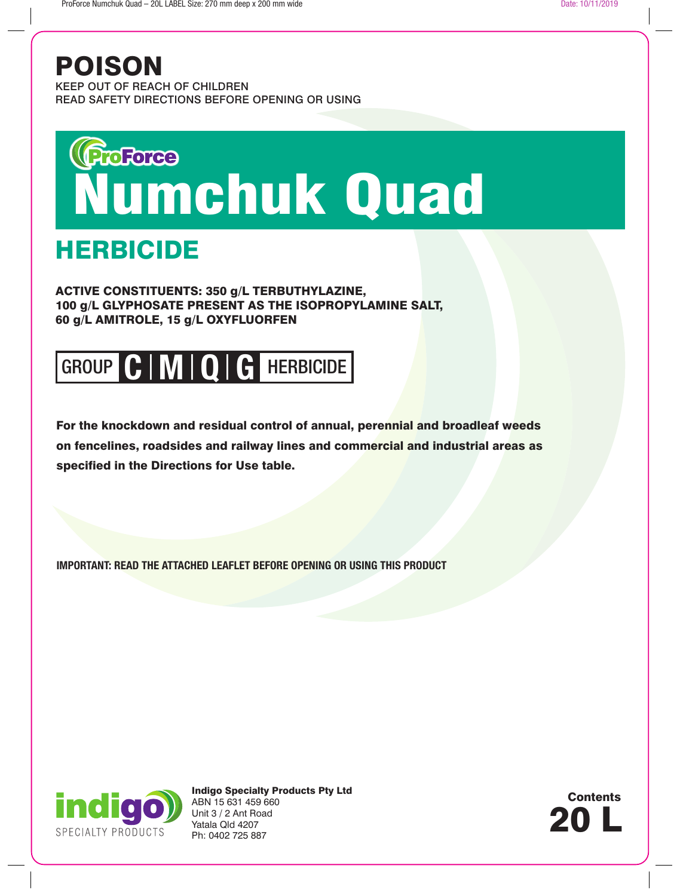# POISON

KEEP OUT OF REACH OF CHILDREN
READ SAFETY DIRECTIONS BEFORE OPENING OR USING

ProForce

# Numchuk Quad

## HERBICIDE

**ACTIVE CONSTITUENTS: 350 g/L TERBUTHYLAZINE, 100 g/L GLYPHOSATE PRESENT AS THE ISOPROPYLAMINE SALT, 60 g/L AMITROLE, 15 g/L OXYFLUORFEN**

**GROUP C | M | Q | G HERBICIDE**

**For the knockdown and residual control of annual, perennial and broadleaf weeds on fencelines, roadsides and railway lines and commercial and industrial areas as specified in the Directions for Use table.**

**IMPORTANT: READ THE ATTACHED LEAFLET BEFORE OPENING OR USING THIS PRODUCT**

indigo SPECIALTY PRODUCTS

**Indigo Specialty Products Pty Ltd**
ABN 15 631 459 660
Unit 3 / 2 Ant Road
Yatala Qld 4207
Ph: 0402 725 887

**Contents**
**20 L**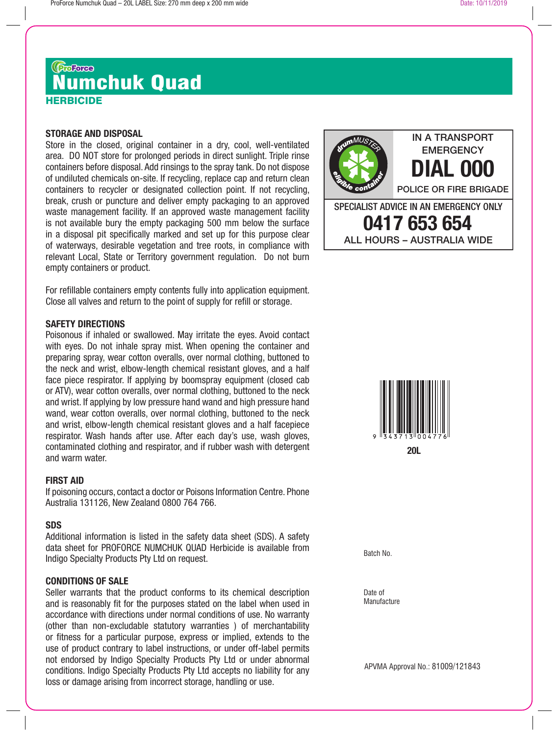ProForce

# Numchuk Quad

**HERBICIDE**

## STORAGE AND DISPOSAL

Store in the closed, original container in a dry, cool, well-ventilated area. DO NOT store for prolonged periods in direct sunlight. Triple rinse containers before disposal. Add rinsings to the spray tank. Do not dispose of undiluted chemicals on-site. If recycling, replace cap and return clean containers to recycler or designated collection point. If not recycling, break, crush or puncture and deliver empty packaging to an approved waste management facility. If an approved waste management facility is not available bury the empty packaging 500 mm below the surface in a disposal pit specifically marked and set up for this purpose clear of waterways, desirable vegetation and tree roots, in compliance with relevant Local, State or Territory government regulation. Do not burn empty containers or product.

For refillable containers empty contents fully into application equipment. Close all valves and return to the point of supply for refill or storage.

## SAFETY DIRECTIONS

Poisonous if inhaled or swallowed. May irritate the eyes. Avoid contact with eyes. Do not inhale spray mist. When opening the container and preparing spray, wear cotton overalls, over normal clothing, buttoned to the neck and wrist, elbow-length chemical resistant gloves, and a half face piece respirator. If applying by boomspray equipment (closed cab or ATV), wear cotton overalls, over normal clothing, buttoned to the neck and wrist. If applying by low pressure hand wand and high pressure hand wand, wear cotton overalls, over normal clothing, buttoned to the neck and wrist, elbow-length chemical resistant gloves and a half facepiece respirator. Wash hands after use. After each day's use, wash gloves, contaminated clothing and respirator, and if rubber wash with detergent and warm water.

## FIRST AID

If poisoning occurs, contact a doctor or Poisons Information Centre. Phone Australia 131126, New Zealand 0800 764 766.

## SDS

Additional information is listed in the safety data sheet (SDS). A safety data sheet for PROFORCE NUMCHUK QUAD Herbicide is available from Indigo Specialty Products Pty Ltd on request.

## CONDITIONS OF SALE

Seller warrants that the product conforms to its chemical description and is reasonably fit for the purposes stated on the label when used in accordance with directions under normal conditions of use. No warranty (other than non-excludable statutory warranties ) of merchantability or fitness for a particular purpose, express or implied, extends to the use of product contrary to label instructions, or under off-label permits not endorsed by Indigo Specialty Products Pty Ltd or under abnormal conditions. Indigo Specialty Products Pty Ltd accepts no liability for any loss or damage arising from incorrect storage, handling or use.

drumMUSTER eligible container

IN A TRANSPORT EMERGENCY
**DIAL 000**
POLICE OR FIRE BRIGADE

SPECIALIST ADVICE IN AN EMERGENCY ONLY
**0417 653 654**
ALL HOURS – AUSTRALIA WIDE

9 343713 004776

**20L**

Batch No.

Date of Manufacture

APVMA Approval No.: 81009/121843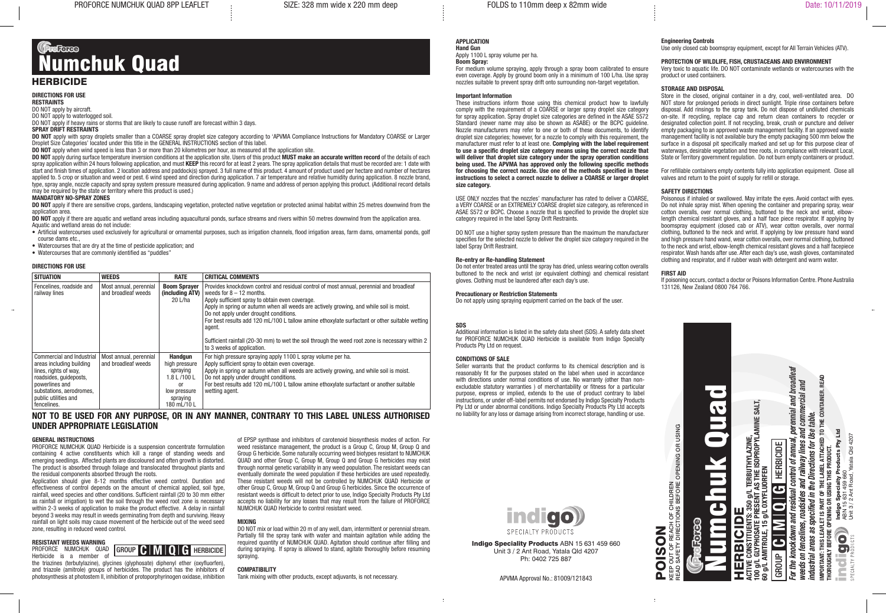# ProForce Numchuk Quad

## HERBICIDE

### DIRECTIONS FOR USE

**RESTRAINTS**

DO NOT apply by aircraft.
DO NOT apply to waterlogged soil.
DO NOT apply if heavy rains or storms that are likely to cause runoff are forecast within 3 days.

**SPRAY DRIFT RESTRAINTS**

**DO NOT** apply with spray droplets smaller than a COARSE spray droplet size category according to 'APVMA Compliance Instructions for Mandatory COARSE or Larger Droplet Size Categories' located under this title in the GENERAL INSTRUCTIONS section of this label.

**DO NOT** apply when wind speed is less than 3 or more than 20 kilometres per hour, as measured at the application site.

**DO NOT** apply during surface temperature inversion conditions at the application site. Users of this product **MUST make an accurate written record** of the details of each spray application within 24 hours following application, and must **KEEP** this record for at least 2 years. The spray application details that must be recorded are: 1 date with start and finish times of application. 2 location address and paddock(s) sprayed. 3 full name of this product. 4 amount of product used per hectare and number of hectares applied to. 5 crop or situation and weed or pest. 6 wind speed and direction during application. 7 air temperature and relative humidity during application. 8 nozzle brand, type, spray angle, nozzle capacity and spray system pressure measured during application. 9 name and address of person applying this product. (Additional record details may be required by the state or territory where this product is used.)

**MANDATORY NO-SPRAY ZONES**

**DO NOT** apply if there are sensitive crops, gardens, landscaping vegetation, protected native vegetation or protected animal habitat within 25 metres downwind from the application area.

**DO NOT** apply if there are aquatic and wetland areas including aquacultural ponds, surface streams and rivers within 50 metres downwind from the application area.
Aquatic and wetland areas do not include:

- Artificial watercourses used exclusively for agricultural or ornamental purposes, such as irrigation channels, flood irrigation areas, farm dams, ornamental ponds, golf course dams etc.,
- Watercourses that are dry at the time of pesticide application; and
- Watercourses that are commonly identified as "puddles"

### DIRECTIONS FOR USE

| SITUATION | WEEDS | RATE | CRITICAL COMMENTS |
|---|---|---|---|
| Fencelines, roadside and railway lines | Most annual, perennial and broadleaf weeds | **Boom Sprayer (including ATV)** 20 L/ha | Provides knockdown control and residual control of most annual, perennial and broadleaf weeds for 8 – 12 months. Apply sufficient spray to obtain even coverage. Apply in spring or autumn when all weeds are actively growing, and while soil is moist. Do not apply under drought conditions. For best results add 120 mL/100 L tallow amine ethoxylate surfactant or other suitable wetting agent. Sufficient rainfall (20-30 mm) to wet the soil through the weed root zone is necessary within 2 to 3 weeks of application. |
| Commercial and Industrial areas including building lines, rights of way, roadsides, guideposts, powerlines and substations, aerodromes, public utilities and fencelines. | Most annual, perennial and broadleaf weeds | **Handgun** high pressure spraying 1.8 L /100 L or low pressure spraying 180 mL/10 L | For high pressure spraying apply 1100 L spray volume per ha. Apply sufficient spray to obtain even coverage. Apply in spring or autumn when all weeds are actively growing, and while soil is moist. Do not apply under drought conditions. For best results add 120 mL/100 L tallow amine ethoxylate surfactant or another suitable wetting agent. |

## NOT TO BE USED FOR ANY PURPOSE, OR IN ANY MANNER, CONTRARY TO THIS LABEL UNLESS AUTHORISED UNDER APPROPRIATE LEGISLATION

### GENERAL INSTRUCTIONS

PROFORCE NUMCHUK QUAD Herbicide is a suspension concentrate formulation containing 4 active constituents which kill a range of standing weeds and emerging seedlings. Affected plants are discoloured and often growth is distorted. The product is absorbed through foliage and translocated throughout plants and the residual components absorbed through the roots.

Application should give 8-12 months effective weed control. Duration and effectiveness of control depends on the amount of chemical applied, soil type, rainfall, weed species and other conditions. Sufficient rainfall (20 to 30 mm either as rainfall or irrigation) to wet the soil through the weed root zone is necessary within 2-3 weeks of application to make the product effective. A delay in rainfall beyond 3 weeks may result in weeds germinating from depth and surviving. Heavy rainfall on light soils may cause movement of the herbicide out of the weed seed zone, resulting in reduced weed control.

### RESISTANT WEEDS WARNING

PROFORCE NUMCHUK QUAD Herbicide is a member of **GROUP C M Q G HERBICIDE** the triazines (terbutylazine), glycines (glyphosate) diphenyl ether (oxyfluorfen), and triazole (amitrole) groups of herbicides. The product has the inhibitors of photosynthesis at photostem II, inhibition of protoporphyrinogen oxidase, inhibition of EPSP synthase and inhibitors of carotenoid biosynthesis modes of action. For weed resistance management, the product is a Group C, Group M, Group Q and Group G herbicide. Some naturally occurring weed biotypes resistant to NUMCHUK QUAD and other Group C, Group M, Group Q and Group G herbicides may exist through normal genetic variability in any weed population. The resistant weeds can eventually dominate the weed population if these herbicides are used repeatedly. These resistant weeds will not be controlled by NUMCHUK QUAD Herbicide or other Group C, Group M, Group Q and Group G herbicides. Since the occurrence of resistant weeds is difficult to detect prior to use, Indigo Specialty Products Pty Ltd accepts no liability for any losses that may result from the failure of PROFORCE NUMCHUK QUAD Herbicide to control resistant weed.

### MIXING

DO NOT mix or load within 20 m of any well, dam, intermittent or perennial stream. Partially fill the spray tank with water and maintain agitation while adding the required quantity of NUMCHUK QUAD. Agitation should continue after filling and during spraying. If spray is allowed to stand, agitate thoroughly before resuming spraying.

### COMPATIBILITY

Tank mixing with other products, except adjuvants, is not necessary.

### APPLICATION

**Hand Gun**

Apply 1100 L spray volume per ha.

**Boom Spray:**

For medium volume spraying, apply through a spray boom calibrated to ensure even coverage. Apply by ground boom only in a minimum of 100 L/ha. Use spray nozzles suitable to prevent spray drift onto surrounding non-target vegetation.

### Important Information

These instructions inform those using this chemical product how to lawfully comply with the requirement of a COARSE or larger spray droplet size category for spray application. Spray droplet size categories are defined in the ASAE S572 Standard (newer name may also be shown as ASABE) or the BCPC guideline. Nozzle manufacturers may refer to one or both of these documents, to identify droplet size categories; however, for a nozzle to comply with this requirement, the manufacturer must refer to at least one. **Complying with the label requirement to use a specific droplet size category means using the correct nozzle that will deliver that droplet size category under the spray operation conditions being used. The APVMA has approved only the following specific methods for choosing the correct nozzle. Use one of the methods specified in these instructions to select a correct nozzle to deliver a COARSE or larger droplet size category.**

USE ONLY nozzles that the nozzles' manufacturer has rated to deliver a COARSE, a VERY COARSE or an EXTREMELY COARSE droplet size category, as referenced in ASAE S572 or BCPC. Choose a nozzle that is specified to provide the droplet size category required in the label Spray Drift Restraints.

DO NOT use a higher spray system pressure than the maximum the manufacturer specifies for the selected nozzle to deliver the droplet size category required in the label Spray Drift Restraint.

### Re-entry or Re-handling Statement

Do not enter treated areas until the spray has dried, unless wearing cotton overalls buttoned to the neck and wrist (or equivalent clothing) and chemical resistant gloves. Clothing must be laundered after each day's use.

### Precautionary or Restriction Statements

Do not apply using spraying equipment carried on the back of the user.

### SDS

Additional information is listed in the safety data sheet (SDS). A safety data sheet for PROFORCE NUMCHUK QUAD Herbicide is available from Indigo Specialty Products Pty Ltd on request.

### CONDITIONS OF SALE

Seller warrants that the product conforms to its chemical description and is reasonably fit for the purposes stated on the label when used in accordance with directions under normal conditions of use. No warranty (other than non-excludable statutory warranties ) of merchantability or fitness for a particular purpose, express or implied, extends to the use of product contrary to label instructions, or under off-label permits not endorsed by Indigo Specialty Products Pty Ltd or under abnormal conditions. Indigo Specialty Products Pty Ltd accepts no liability for any loss or damage arising from incorrect storage, handling or use.

indigo SPECIALTY PRODUCTS

**Indigo Speciality Products** ABN 15 631 459 660
Unit 3 / 2 Ant Road, Yatala Qld 4207
Ph: 0402 725 887

APVMA Approval No.: 81009/121843

### Engineering Controls

Use only closed cab boomspray equipment, except for All Terrain Vehicles (ATV).

### PROTECTION OF WILDLIFE, FISH, CRUSTACEANS AND ENVIRONMENT

Very toxic to aquatic life. DO NOT contaminate wetlands or watercourses with the product or used containers.

### STORAGE AND DISPOSAL

Store in the closed, original container in a dry, cool, well-ventilated area. DO NOT store for prolonged periods in direct sunlight. Triple rinse containers before disposal. Add rinsings to the spray tank. Do not dispose of undiluted chemicals on-site. If recycling, replace cap and return clean containers to recycler or designated collection point. If not recycling, break, crush or puncture and deliver empty packaging to an approved waste management facility. If an approved waste management facility is not available bury the empty packaging 500 mm below the surface in a disposal pit specifically marked and set up for this purpose clear of waterways, desirable vegetation and tree roots, in compliance with relevant Local, State or Territory government regulation. Do not burn empty containers or product.

For refillable containers empty contents fully into application equipment. Close all valves and return to the point of supply for refill or storage.

### SAFETY DIRECTIONS

Poisonous if inhaled or swallowed. May irritate the eyes. Avoid contact with eyes. Do not inhale spray mist. When opening the container and preparing spray, wear cotton overalls, over normal clothing, buttoned to the neck and wrist, elbow-length chemical resistant gloves, and a half face piece respirator. If applying by boomspray equipment (closed cab or ATV), wear cotton overalls, over normal clothing, buttoned to the neck and wrist. If applying by low pressure hand wand and high pressure hand wand, wear cotton overalls, over normal clothing, buttoned to the neck and wrist, elbow-length chemical resistant gloves and a half facepiece respirator. Wash hands after use. After each day's use, wash gloves, contaminated clothing and respirator, and if rubber wash with detergent and warm water.

### FIRST AID

If poisoning occurs, contact a doctor or Poisons Information Centre. Phone Australia 131126, New Zealand 0800 764 766.

**POISON**

KEEP OUT OF REACH OF CHILDREN
READ SAFETY DIRECTIONS BEFORE OPENING OR USING

ProForce **Numchuk Quad**

**HERBICIDE**

**ACTIVE CONSTITUENTS: 350 g/L TERBUTHYLAZINE, 100 g/L GLYPHOSATE PRESENT AS THE ISOPROPYLAMINE SALT, 60 g/L AMITROLE, 15 g/L OXYFLUORFEN**

**GROUP C M Q G HERBICIDE**

***For the knockdown and residual control of annual, perennial and broadleaf weeds on fencelines, roadsides and railway lines and commercial and industrial areas as specified in the Directions for Use table.***

**IMPORTANT: THIS LEAFLET IS PART OF THE LABEL ATTACHED TO THE CONTAINER. READ THOROUGHLY BEFORE OPENING OR USING THIS PRODUCT.**

indigo SPECIALTY PRODUCTS **Indigo Specialty Products Pty Ltd**
ABN 15 631 459 660
Unit 3 / 2 Ant Road, Yatala Qld 4207